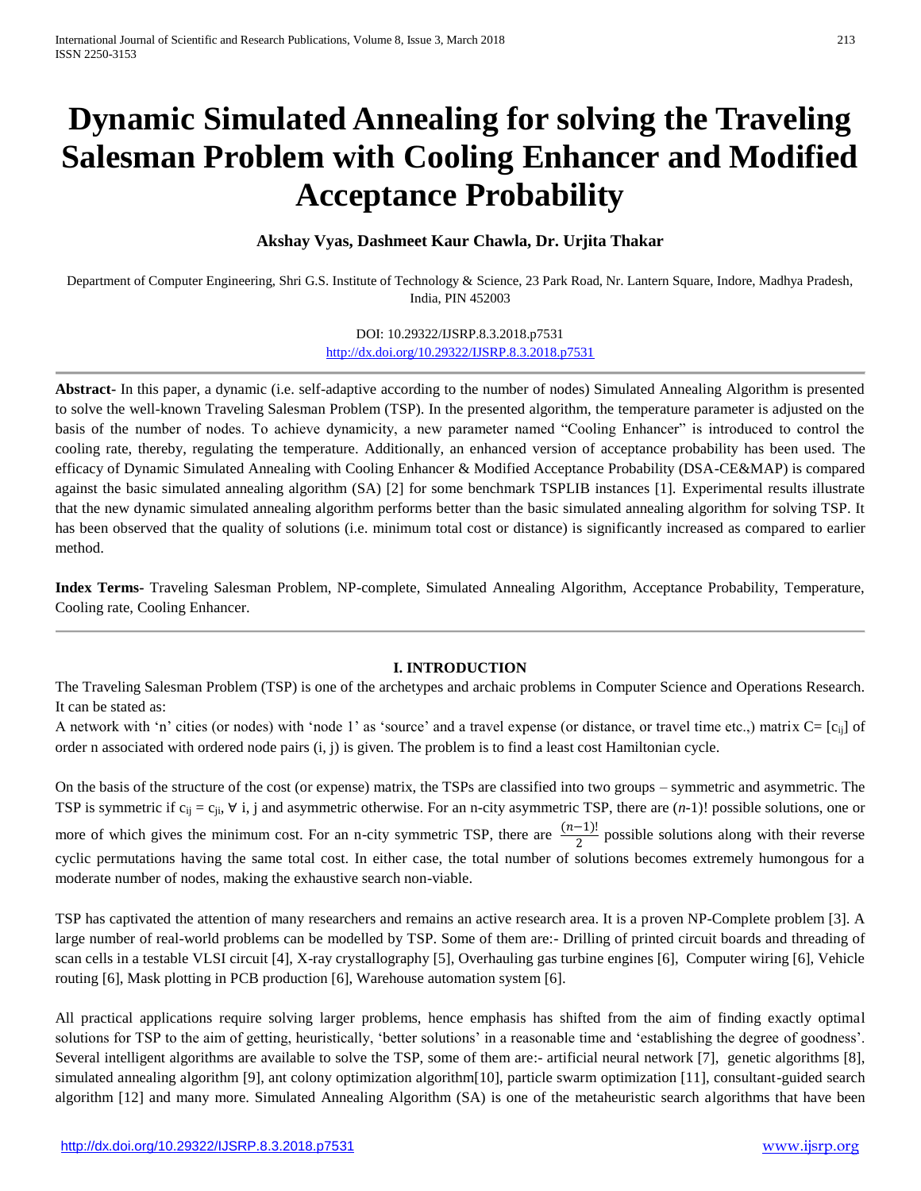# Dynamic Simulated Annealing for solving the Traveling Salesman Problem with Cooling Enhancer and Modified Acceptance Probability

**Akshay Vyas, Dashmeet Kaur Chawla, Dr. Urjita Thakar**

Department of Computer Engineering, Shri G.S. Institute of Technology & Science, 23 Park Road, Nr. Lantern Square, Indore, Madhya Pradesh, India, PIN 452003

DOI: 10.29322/IJSRP.8.3.2018.p7531
http://dx.doi.org/10.29322/IJSRP.8.3.2018.p7531

---

**Abstract-** In this paper, a dynamic (i.e. self-adaptive according to the number of nodes) Simulated Annealing Algorithm is presented to solve the well-known Traveling Salesman Problem (TSP). In the presented algorithm, the temperature parameter is adjusted on the basis of the number of nodes. To achieve dynamicity, a new parameter named "Cooling Enhancer" is introduced to control the cooling rate, thereby, regulating the temperature. Additionally, an enhanced version of acceptance probability has been used. The efficacy of Dynamic Simulated Annealing with Cooling Enhancer & Modified Acceptance Probability (DSA-CE&MAP) is compared against the basic simulated annealing algorithm (SA) [2] for some benchmark TSPLIB instances [1]. Experimental results illustrate that the new dynamic simulated annealing algorithm performs better than the basic simulated annealing algorithm for solving TSP. It has been observed that the quality of solutions (i.e. minimum total cost or distance) is significantly increased as compared to earlier method.

**Index Terms-** Traveling Salesman Problem, NP-complete, Simulated Annealing Algorithm, Acceptance Probability, Temperature, Cooling rate, Cooling Enhancer.

---

## I. INTRODUCTION

The Traveling Salesman Problem (TSP) is one of the archetypes and archaic problems in Computer Science and Operations Research. It can be stated as:

A network with 'n' cities (or nodes) with 'node 1' as 'source' and a travel expense (or distance, or travel time etc.,) matrix $C = [c_{ij}]$ of order n associated with ordered node pairs (i, j) is given. The problem is to find a least cost Hamiltonian cycle.

On the basis of the structure of the cost (or expense) matrix, the TSPs are classified into two groups – symmetric and asymmetric. The TSP is symmetric if $c_{ij} = c_{ji}$, $\forall$ i, j and asymmetric otherwise. For an n-city asymmetric TSP, there are $(n\text{-}1)!$ possible solutions, one or more of which gives the minimum cost. For an n-city symmetric TSP, there are $\frac{(n-1)!}{2}$ possible solutions along with their reverse cyclic permutations having the same total cost. In either case, the total number of solutions becomes extremely humongous for a moderate number of nodes, making the exhaustive search non-viable.

TSP has captivated the attention of many researchers and remains an active research area. It is a proven NP-Complete problem [3]. A large number of real-world problems can be modelled by TSP. Some of them are:- Drilling of printed circuit boards and threading of scan cells in a testable VLSI circuit [4], X-ray crystallography [5], Overhauling gas turbine engines [6], Computer wiring [6], Vehicle routing [6], Mask plotting in PCB production [6], Warehouse automation system [6].

All practical applications require solving larger problems, hence emphasis has shifted from the aim of finding exactly optimal solutions for TSP to the aim of getting, heuristically, 'better solutions' in a reasonable time and 'establishing the degree of goodness'. Several intelligent algorithms are available to solve the TSP, some of them are:- artificial neural network [7], genetic algorithms [8], simulated annealing algorithm [9], ant colony optimization algorithm[10], particle swarm optimization [11], consultant-guided search algorithm [12] and many more. Simulated Annealing Algorithm (SA) is one of the metaheuristic search algorithms that have been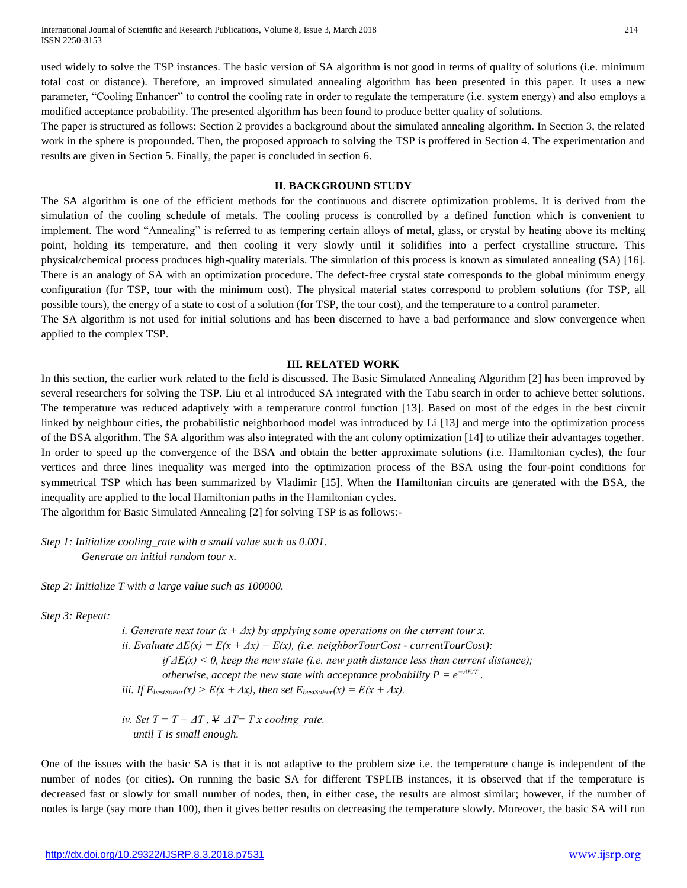used widely to solve the TSP instances. The basic version of SA algorithm is not good in terms of quality of solutions (i.e. minimum total cost or distance). Therefore, an improved simulated annealing algorithm has been presented in this paper. It uses a new parameter, "Cooling Enhancer" to control the cooling rate in order to regulate the temperature (i.e. system energy) and also employs a modified acceptance probability. The presented algorithm has been found to produce better quality of solutions.

The paper is structured as follows: Section 2 provides a background about the simulated annealing algorithm. In Section 3, the related work in the sphere is propounded. Then, the proposed approach to solving the TSP is proffered in Section 4. The experimentation and results are given in Section 5. Finally, the paper is concluded in section 6.

## II. BACKGROUND STUDY

The SA algorithm is one of the efficient methods for the continuous and discrete optimization problems. It is derived from the simulation of the cooling schedule of metals. The cooling process is controlled by a defined function which is convenient to implement. The word "Annealing" is referred to as tempering certain alloys of metal, glass, or crystal by heating above its melting point, holding its temperature, and then cooling it very slowly until it solidifies into a perfect crystalline structure. This physical/chemical process produces high-quality materials. The simulation of this process is known as simulated annealing (SA) [16]. There is an analogy of SA with an optimization procedure. The defect-free crystal state corresponds to the global minimum energy configuration (for TSP, tour with the minimum cost). The physical material states correspond to problem solutions (for TSP, all possible tours), the energy of a state to cost of a solution (for TSP, the tour cost), and the temperature to a control parameter.

The SA algorithm is not used for initial solutions and has been discerned to have a bad performance and slow convergence when applied to the complex TSP.

## III. RELATED WORK

In this section, the earlier work related to the field is discussed. The Basic Simulated Annealing Algorithm [2] has been improved by several researchers for solving the TSP. Liu et al introduced SA integrated with the Tabu search in order to achieve better solutions. The temperature was reduced adaptively with a temperature control function [13]. Based on most of the edges in the best circuit linked by neighbour cities, the probabilistic neighborhood model was introduced by Li [13] and merge into the optimization process of the BSA algorithm. The SA algorithm was also integrated with the ant colony optimization [14] to utilize their advantages together. In order to speed up the convergence of the BSA and obtain the better approximate solutions (i.e. Hamiltonian cycles), the four vertices and three lines inequality was merged into the optimization process of the BSA using the four-point conditions for symmetrical TSP which has been summarized by Vladimir [15]. When the Hamiltonian circuits are generated with the BSA, the inequality are applied to the local Hamiltonian paths in the Hamiltonian cycles.

The algorithm for Basic Simulated Annealing [2] for solving TSP is as follows:-

*Step 1: Initialize cooling_rate with a small value such as 0.001.*
*Generate an initial random tour x.*

*Step 2: Initialize T with a large value such as 100000.*

*Step 3: Repeat:*

*i. Generate next tour $(x + \Delta x)$ by applying some operations on the current tour x.*
*ii. Evaluate $\Delta E(x) = E(x + \Delta x) - E(x)$, (i.e. neighborTourCost - currentTourCost):*
*if $\Delta E(x) < 0$, keep the new state (i.e. new path distance less than current distance);*
*otherwise, accept the new state with acceptance probability $P = e^{-\Delta E/T}$.*
*iii. If $E_{bestSoFar}(x) > E(x + \Delta x)$, then set $E_{bestSoFar}(x) = E(x + \Delta x)$.*

*iv. Set $T = T - \Delta T$, $\forall$ $\Delta T = T \times cooling\_rate$.*
*until T is small enough.*

One of the issues with the basic SA is that it is not adaptive to the problem size i.e. the temperature change is independent of the number of nodes (or cities). On running the basic SA for different TSPLIB instances, it is observed that if the temperature is decreased fast or slowly for small number of nodes, then, in either case, the results are almost similar; however, if the number of nodes is large (say more than 100), then it gives better results on decreasing the temperature slowly. Moreover, the basic SA will run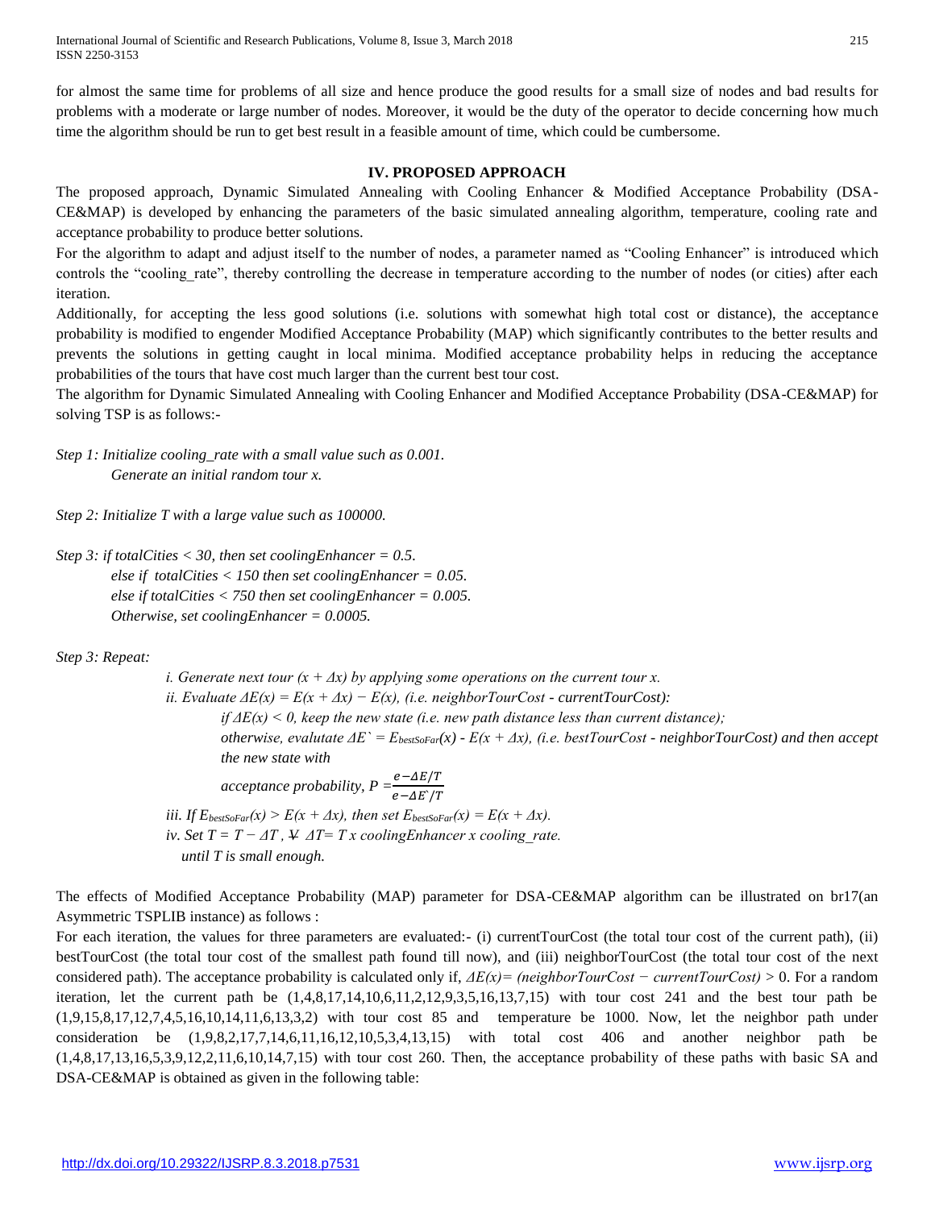for almost the same time for problems of all size and hence produce the good results for a small size of nodes and bad results for problems with a moderate or large number of nodes. Moreover, it would be the duty of the operator to decide concerning how much time the algorithm should be run to get best result in a feasible amount of time, which could be cumbersome.

## IV. PROPOSED APPROACH

The proposed approach, Dynamic Simulated Annealing with Cooling Enhancer & Modified Acceptance Probability (DSA-CE&MAP) is developed by enhancing the parameters of the basic simulated annealing algorithm, temperature, cooling rate and acceptance probability to produce better solutions.

For the algorithm to adapt and adjust itself to the number of nodes, a parameter named as "Cooling Enhancer" is introduced which controls the "cooling_rate", thereby controlling the decrease in temperature according to the number of nodes (or cities) after each iteration.

Additionally, for accepting the less good solutions (i.e. solutions with somewhat high total cost or distance), the acceptance probability is modified to engender Modified Acceptance Probability (MAP) which significantly contributes to the better results and prevents the solutions in getting caught in local minima. Modified acceptance probability helps in reducing the acceptance probabilities of the tours that have cost much larger than the current best tour cost.

The algorithm for Dynamic Simulated Annealing with Cooling Enhancer and Modified Acceptance Probability (DSA-CE&MAP) for solving TSP is as follows:-

*Step 1: Initialize cooling_rate with a small value such as 0.001.*
*Generate an initial random tour x.*

*Step 2: Initialize T with a large value such as 100000.*

*Step 3: if totalCities < 30, then set coolingEnhancer = 0.5.*
*else if totalCities < 150 then set coolingEnhancer = 0.05.*
*else if totalCities < 750 then set coolingEnhancer = 0.005.*
*Otherwise, set coolingEnhancer = 0.0005.*

*Step 3: Repeat:*

*i. Generate next tour $(x + \Delta x)$ by applying some operations on the current tour x.*

*ii. Evaluate $\Delta E(x) = E(x + \Delta x) - E(x)$, (i.e. neighborTourCost - currentTourCost):*

*if $\Delta E(x) < 0$, keep the new state (i.e. new path distance less than current distance);*

*otherwise, evalutate $\Delta E` = E_{bestSoFar}(x) - E(x + \Delta x)$, (i.e. bestTourCost - neighborTourCost) and then accept the new state with*

*acceptance probability,* $P = \frac{e{-\Delta E/T}}{e{-\Delta E`/T}}$

*iii. If $E_{bestSoFar}(x) > E(x + \Delta x)$, then set $E_{bestSoFar}(x) = E(x + \Delta x)$.*

*iv. Set $T = T - \Delta T$, $\forall$ $\Delta T = T \times coolingEnhancer \times cooling\_rate$.*

*until T is small enough.*

The effects of Modified Acceptance Probability (MAP) parameter for DSA-CE&MAP algorithm can be illustrated on br17(an Asymmetric TSPLIB instance) as follows :

For each iteration, the values for three parameters are evaluated:- (i) currentTourCost (the total tour cost of the current path), (ii) bestTourCost (the total tour cost of the smallest path found till now), and (iii) neighborTourCost (the total tour cost of the next considered path). The acceptance probability is calculated only if, $\Delta E(x) = (neighborTourCost - currentTourCost) > 0$. For a random iteration, let the current path be (1,4,8,17,14,10,6,11,2,12,9,3,5,16,13,7,15) with tour cost 241 and the best tour path be (1,9,15,8,17,12,7,4,5,16,10,14,11,6,13,3,2) with tour cost 85 and temperature be 1000. Now, let the neighbor path under consideration be (1,9,8,2,17,7,14,6,11,16,12,10,5,3,4,13,15) with total cost 406 and another neighbor path be (1,4,8,17,13,16,5,3,9,12,2,11,6,10,14,7,15) with tour cost 260. Then, the acceptance probability of these paths with basic SA and DSA-CE&MAP is obtained as given in the following table: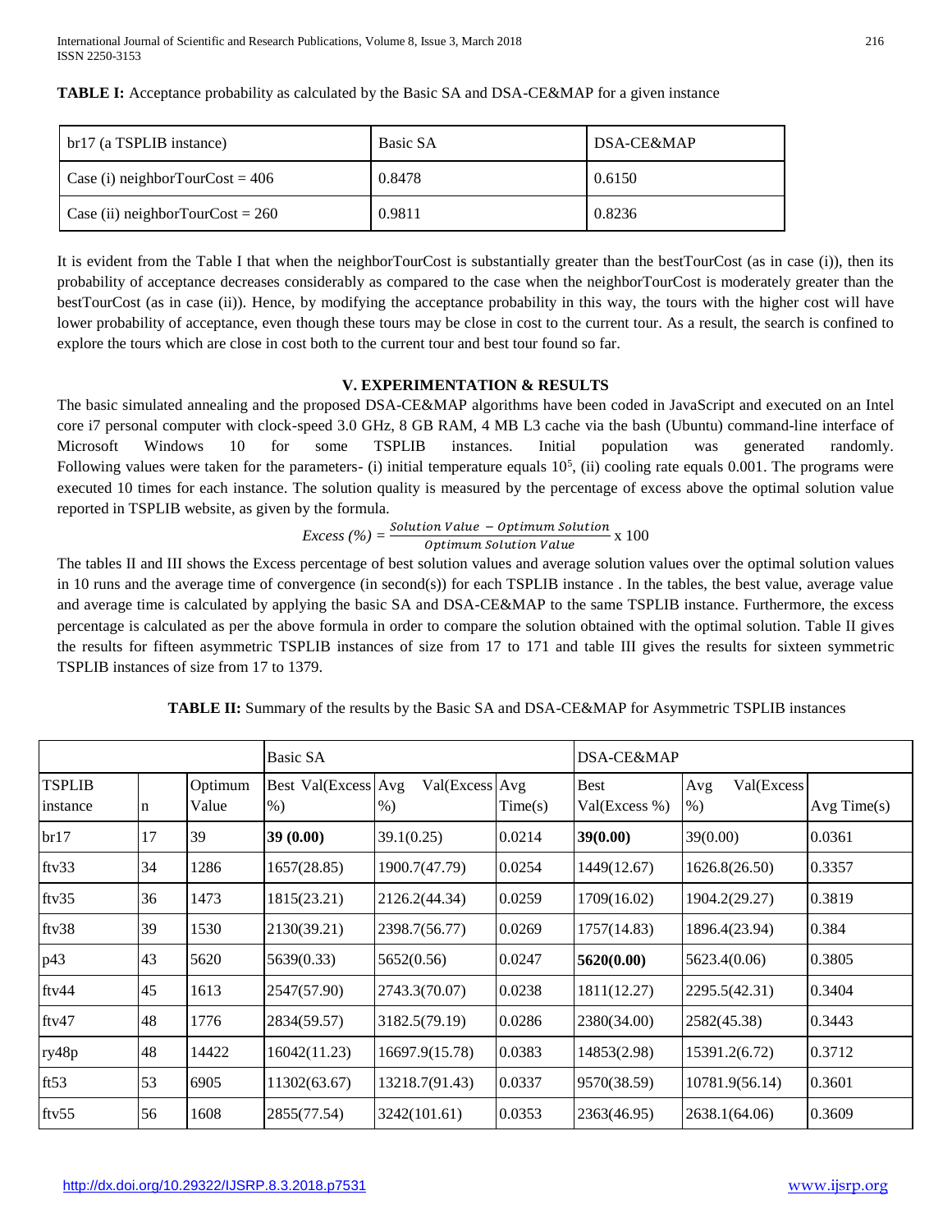**TABLE I:** Acceptance probability as calculated by the Basic SA and DSA-CE&MAP for a given instance

| br17 (a TSPLIB instance) | Basic SA | DSA-CE&MAP |
|---|---|---|
| Case (i) neighborTourCost = 406 | 0.8478 | 0.6150 |
| Case (ii) neighborTourCost = 260 | 0.9811 | 0.8236 |

It is evident from the Table I that when the neighborTourCost is substantially greater than the bestTourCost (as in case (i)), then its probability of acceptance decreases considerably as compared to the case when the neighborTourCost is moderately greater than the bestTourCost (as in case (ii)). Hence, by modifying the acceptance probability in this way, the tours with the higher cost will have lower probability of acceptance, even though these tours may be close in cost to the current tour. As a result, the search is confined to explore the tours which are close in cost both to the current tour and best tour found so far.

## V. EXPERIMENTATION & RESULTS

The basic simulated annealing and the proposed DSA-CE&MAP algorithms have been coded in JavaScript and executed on an Intel core i7 personal computer with clock-speed 3.0 GHz, 8 GB RAM, 4 MB L3 cache via the bash (Ubuntu) command-line interface of Microsoft Windows 10 for some TSPLIB instances. Initial population was generated randomly. Following values were taken for the parameters- (i) initial temperature equals $10^5$, (ii) cooling rate equals 0.001. The programs were executed 10 times for each instance. The solution quality is measured by the percentage of excess above the optimal solution value reported in TSPLIB website, as given by the formula.

$$Excess\ (\%) = \frac{Solution\ Value\ -\ Optimum\ Solution}{Optimum\ Solution\ Value} \times 100$$

The tables II and III shows the Excess percentage of best solution values and average solution values over the optimal solution values in 10 runs and the average time of convergence (in second(s)) for each TSPLIB instance . In the tables, the best value, average value and average time is calculated by applying the basic SA and DSA-CE&MAP to the same TSPLIB instance. Furthermore, the excess percentage is calculated as per the above formula in order to compare the solution obtained with the optimal solution. Table II gives the results for fifteen asymmetric TSPLIB instances of size from 17 to 171 and table III gives the results for sixteen symmetric TSPLIB instances of size from 17 to 1379.

**TABLE II:** Summary of the results by the Basic SA and DSA-CE&MAP for Asymmetric TSPLIB instances

| | | | Basic SA | | | DSA-CE&MAP | | |
|---|---|---|---|---|---|---|---|---|
| TSPLIB instance | n | Optimum Value | Best Val(Excess %) | Avg Val(Excess %) | Avg Time(s) | Best Val(Excess %) | Avg Val(Excess %) | Avg Time(s) |
| br17 | 17 | 39 | **39 (0.00)** | 39.1(0.25) | 0.0214 | **39(0.00)** | 39(0.00) | 0.0361 |
| ftv33 | 34 | 1286 | 1657(28.85) | 1900.7(47.79) | 0.0254 | 1449(12.67) | 1626.8(26.50) | 0.3357 |
| ftv35 | 36 | 1473 | 1815(23.21) | 2126.2(44.34) | 0.0259 | 1709(16.02) | 1904.2(29.27) | 0.3819 |
| ftv38 | 39 | 1530 | 2130(39.21) | 2398.7(56.77) | 0.0269 | 1757(14.83) | 1896.4(23.94) | 0.384 |
| p43 | 43 | 5620 | 5639(0.33) | 5652(0.56) | 0.0247 | **5620(0.00)** | 5623.4(0.06) | 0.3805 |
| ftv44 | 45 | 1613 | 2547(57.90) | 2743.3(70.07) | 0.0238 | 1811(12.27) | 2295.5(42.31) | 0.3404 |
| ftv47 | 48 | 1776 | 2834(59.57) | 3182.5(79.19) | 0.0286 | 2380(34.00) | 2582(45.38) | 0.3443 |
| ry48p | 48 | 14422 | 16042(11.23) | 16697.9(15.78) | 0.0383 | 14853(2.98) | 15391.2(6.72) | 0.3712 |
| ft53 | 53 | 6905 | 11302(63.67) | 13218.7(91.43) | 0.0337 | 9570(38.59) | 10781.9(56.14) | 0.3601 |
| ftv55 | 56 | 1608 | 2855(77.54) | 3242(101.61) | 0.0353 | 2363(46.95) | 2638.1(64.06) | 0.3609 |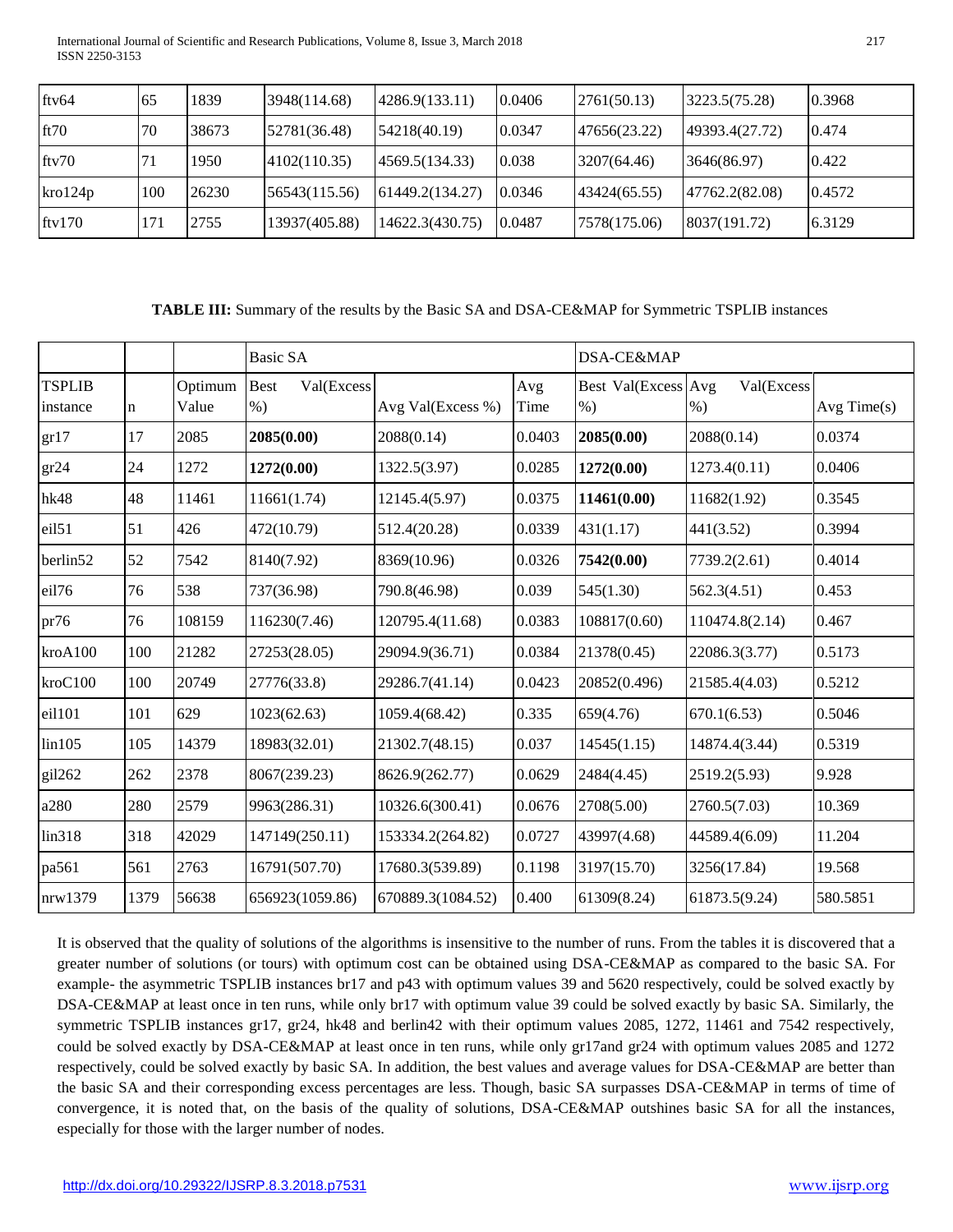| ftv64 | 65 | 1839 | 3948(114.68) | 4286.9(133.11) | 0.0406 | 2761(50.13) | 3223.5(75.28) | 0.3968 |
|---|---|---|---|---|---|---|---|---|
| ft70 | 70 | 38673 | 52781(36.48) | 54218(40.19) | 0.0347 | 47656(23.22) | 49393.4(27.72) | 0.474 |
| ftv70 | 71 | 1950 | 4102(110.35) | 4569.5(134.33) | 0.038 | 3207(64.46) | 3646(86.97) | 0.422 |
| kro124p | 100 | 26230 | 56543(115.56) | 61449.2(134.27) | 0.0346 | 43424(65.55) | 47762.2(82.08) | 0.4572 |
| ftv170 | 171 | 2755 | 13937(405.88) | 14622.3(430.75) | 0.0487 | 7578(175.06) | 8037(191.72) | 6.3129 |

**TABLE III:** Summary of the results by the Basic SA and DSA-CE&MAP for Symmetric TSPLIB instances

| | | | Basic SA | | | DSA-CE&MAP | | |
|---|---|---|---|---|---|---|---|---|
| TSPLIB instance | n | Optimum Value | Best Val(Excess %) | Avg Val(Excess %) | Avg Time | Best Val(Excess %) | Avg Val(Excess %) | Avg Time(s) |
| gr17 | 17 | 2085 | **2085(0.00)** | 2088(0.14) | 0.0403 | **2085(0.00)** | 2088(0.14) | 0.0374 |
| gr24 | 24 | 1272 | **1272(0.00)** | 1322.5(3.97) | 0.0285 | **1272(0.00)** | 1273.4(0.11) | 0.0406 |
| hk48 | 48 | 11461 | 11661(1.74) | 12145.4(5.97) | 0.0375 | **11461(0.00)** | 11682(1.92) | 0.3545 |
| eil51 | 51 | 426 | 472(10.79) | 512.4(20.28) | 0.0339 | 431(1.17) | 441(3.52) | 0.3994 |
| berlin52 | 52 | 7542 | 8140(7.92) | 8369(10.96) | 0.0326 | **7542(0.00)** | 7739.2(2.61) | 0.4014 |
| eil76 | 76 | 538 | 737(36.98) | 790.8(46.98) | 0.039 | 545(1.30) | 562.3(4.51) | 0.453 |
| pr76 | 76 | 108159 | 116230(7.46) | 120795.4(11.68) | 0.0383 | 108817(0.60) | 110474.8(2.14) | 0.467 |
| kroA100 | 100 | 21282 | 27253(28.05) | 29094.9(36.71) | 0.0384 | 21378(0.45) | 22086.3(3.77) | 0.5173 |
| kroC100 | 100 | 20749 | 27776(33.8) | 29286.7(41.14) | 0.0423 | 20852(0.496) | 21585.4(4.03) | 0.5212 |
| eil101 | 101 | 629 | 1023(62.63) | 1059.4(68.42) | 0.335 | 659(4.76) | 670.1(6.53) | 0.5046 |
| lin105 | 105 | 14379 | 18983(32.01) | 21302.7(48.15) | 0.037 | 14545(1.15) | 14874.4(3.44) | 0.5319 |
| gil262 | 262 | 2378 | 8067(239.23) | 8626.9(262.77) | 0.0629 | 2484(4.45) | 2519.2(5.93) | 9.928 |
| a280 | 280 | 2579 | 9963(286.31) | 10326.6(300.41) | 0.0676 | 2708(5.00) | 2760.5(7.03) | 10.369 |
| lin318 | 318 | 42029 | 147149(250.11) | 153334.2(264.82) | 0.0727 | 43997(4.68) | 44589.4(6.09) | 11.204 |
| pa561 | 561 | 2763 | 16791(507.70) | 17680.3(539.89) | 0.1198 | 3197(15.70) | 3256(17.84) | 19.568 |
| nrw1379 | 1379 | 56638 | 656923(1059.86) | 670889.3(1084.52) | 0.400 | 61309(8.24) | 61873.5(9.24) | 580.5851 |

It is observed that the quality of solutions of the algorithms is insensitive to the number of runs. From the tables it is discovered that a greater number of solutions (or tours) with optimum cost can be obtained using DSA-CE&MAP as compared to the basic SA. For example- the asymmetric TSPLIB instances br17 and p43 with optimum values 39 and 5620 respectively, could be solved exactly by DSA-CE&MAP at least once in ten runs, while only br17 with optimum value 39 could be solved exactly by basic SA. Similarly, the symmetric TSPLIB instances gr17, gr24, hk48 and berlin42 with their optimum values 2085, 1272, 11461 and 7542 respectively, could be solved exactly by DSA-CE&MAP at least once in ten runs, while only gr17and gr24 with optimum values 2085 and 1272 respectively, could be solved exactly by basic SA. In addition, the best values and average values for DSA-CE&MAP are better than the basic SA and their corresponding excess percentages are less. Though, basic SA surpasses DSA-CE&MAP in terms of time of convergence, it is noted that, on the basis of the quality of solutions, DSA-CE&MAP outshines basic SA for all the instances, especially for those with the larger number of nodes.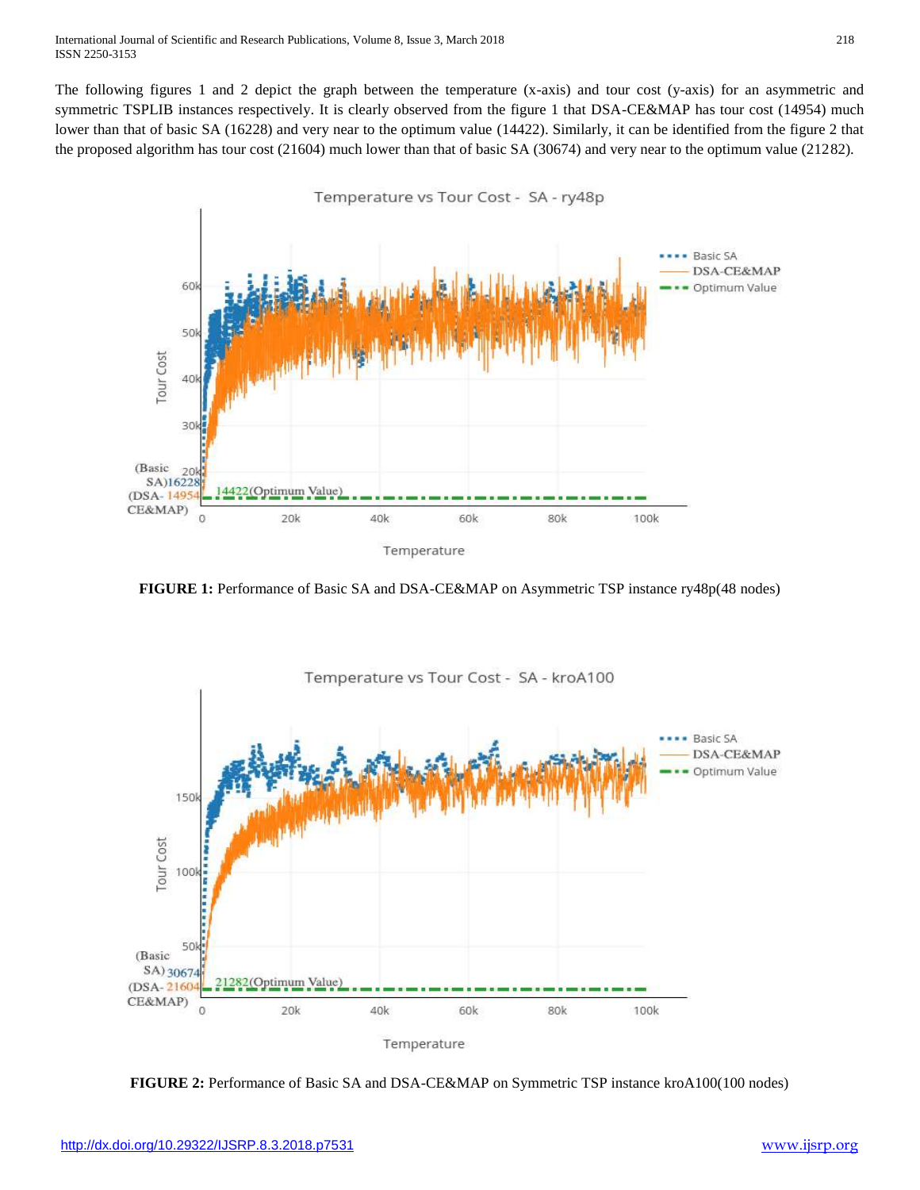The following figures 1 and 2 depict the graph between the temperature (x-axis) and tour cost (y-axis) for an asymmetric and symmetric TSPLIB instances respectively. It is clearly observed from the figure 1 that DSA-CE&MAP has tour cost (14954) much lower than that of basic SA (16228) and very near to the optimum value (14422). Similarly, it can be identified from the figure 2 that the proposed algorithm has tour cost (21604) much lower than that of basic SA (30674) and very near to the optimum value (21282).

**FIGURE 1:** Performance of Basic SA and DSA-CE&MAP on Asymmetric TSP instance ry48p(48 nodes)

**FIGURE 2:** Performance of Basic SA and DSA-CE&MAP on Symmetric TSP instance kroA100(100 nodes)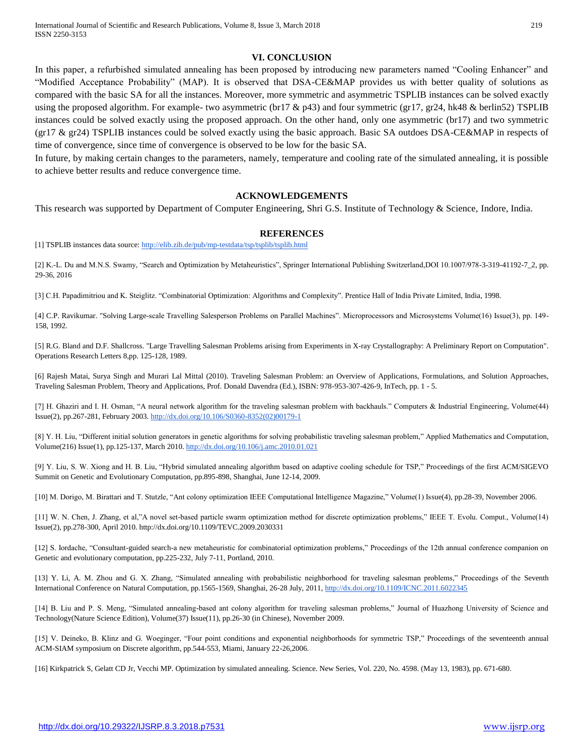## VI. CONCLUSION

In this paper, a refurbished simulated annealing has been proposed by introducing new parameters named "Cooling Enhancer" and "Modified Acceptance Probability" (MAP). It is observed that DSA-CE&MAP provides us with better quality of solutions as compared with the basic SA for all the instances. Moreover, more symmetric and asymmetric TSPLIB instances can be solved exactly using the proposed algorithm. For example- two asymmetric (br17 & p43) and four symmetric (gr17, gr24, hk48 & berlin52) TSPLIB instances could be solved exactly using the proposed approach. On the other hand, only one asymmetric (br17) and two symmetric (gr17 & gr24) TSPLIB instances could be solved exactly using the basic approach. Basic SA outdoes DSA-CE&MAP in respects of time of convergence, since time of convergence is observed to be low for the basic SA.

In future, by making certain changes to the parameters, namely, temperature and cooling rate of the simulated annealing, it is possible to achieve better results and reduce convergence time.

## ACKNOWLEDGEMENTS

This research was supported by Department of Computer Engineering, Shri G.S. Institute of Technology & Science, Indore, India.

## REFERENCES

[1] TSPLIB instances data source: http://elib.zib.de/pub/mp-testdata/tsp/tsplib/tsplib.html

[2] K.-L. Du and M.N.S. Swamy, "Search and Optimization by Metaheuristics", Springer International Publishing Switzerland,DOI 10.1007/978-3-319-41192-7_2, pp. 29-36, 2016

[3] C.H. Papadimitriou and K. Steiglitz. "Combinatorial Optimization: Algorithms and Complexity". Prentice Hall of India Private Limited, India, 1998.

[4] C.P. Ravikumar. "Solving Large-scale Travelling Salesperson Problems on Parallel Machines". Microprocessors and Microsystems Volume(16) Issue(3), pp. 149-158, 1992.

[5] R.G. Bland and D.F. Shallcross. "Large Travelling Salesman Problems arising from Experiments in X-ray Crystallography: A Preliminary Report on Computation". Operations Research Letters 8,pp. 125-128, 1989.

[6] Rajesh Matai, Surya Singh and Murari Lal Mittal (2010). Traveling Salesman Problem: an Overview of Applications, Formulations, and Solution Approaches, Traveling Salesman Problem, Theory and Applications, Prof. Donald Davendra (Ed.), ISBN: 978-953-307-426-9, InTech, pp. 1 - 5.

[7] H. Ghaziri and I. H. Osman, "A neural network algorithm for the traveling salesman problem with backhauls." Computers & Industrial Engineering, Volume(44) Issue(2), pp.267-281, February 2003. http://dx.doi.org/10.106/S0360-8352(02)00179-1

[8] Y. H. Liu, "Different initial solution generators in genetic algorithms for solving probabilistic traveling salesman problem," Applied Mathematics and Computation, Volume(216) Issue(1), pp.125-137, March 2010. http://dx.doi.org/10.106/j.amc.2010.01.021

[9] Y. Liu, S. W. Xiong and H. B. Liu, "Hybrid simulated annealing algorithm based on adaptive cooling schedule for TSP," Proceedings of the first ACM/SIGEVO Summit on Genetic and Evolutionary Computation, pp.895-898, Shanghai, June 12-14, 2009.

[10] M. Dorigo, M. Birattari and T. Stutzle, "Ant colony optimization IEEE Computational Intelligence Magazine," Volume(1) Issue(4), pp.28-39, November 2006.

[11] W. N. Chen, J. Zhang, et al,"A novel set-based particle swarm optimization method for discrete optimization problems," IEEE T. Evolu. Comput., Volume(14) Issue(2), pp.278-300, April 2010. http://dx.doi.org/10.1109/TEVC.2009.2030331

[12] S. Iordache, "Consultant-guided search-a new metaheuristic for combinatorial optimization problems," Proceedings of the 12th annual conference companion on Genetic and evolutionary computation, pp.225-232, July 7-11, Portland, 2010.

[13] Y. Li, A. M. Zhou and G. X. Zhang, "Simulated annealing with probabilistic neighborhood for traveling salesman problems," Proceedings of the Seventh International Conference on Natural Computation, pp.1565-1569, Shanghai, 26-28 July, 2011, http://dx.doi.org/10.1109/ICNC.2011.6022345

[14] B. Liu and P. S. Meng, "Simulated annealing-based ant colony algorithm for traveling salesman problems," Journal of Huazhong University of Science and Technology(Nature Science Edition), Volume(37) Issue(11), pp.26-30 (in Chinese), November 2009.

[15] V. Deineko, B. Klinz and G. Woeginger, "Four point conditions and exponential neighborhoods for symmetric TSP," Proceedings of the seventeenth annual ACM-SIAM symposium on Discrete algorithm, pp.544-553, Miami, January 22-26,2006.

[16] Kirkpatrick S, Gelatt CD Jr, Vecchi MP. Optimization by simulated annealing. Science. New Series, Vol. 220, No. 4598. (May 13, 1983), pp. 671-680.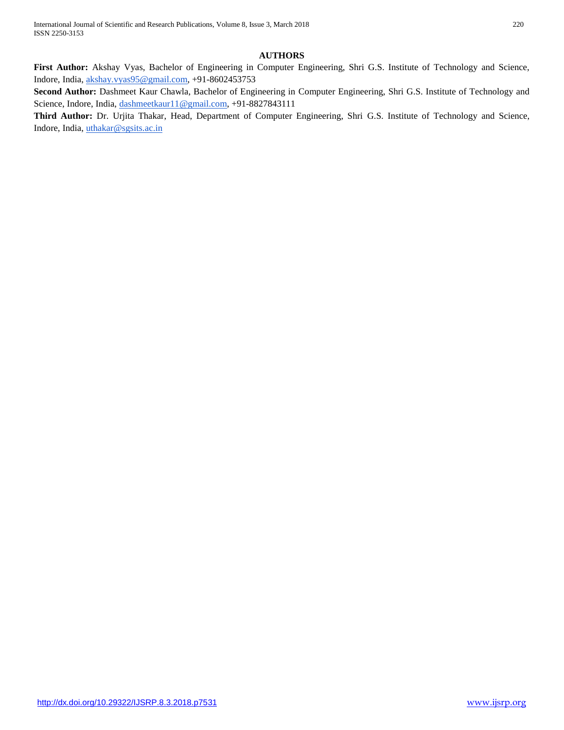## AUTHORS

**First Author:** Akshay Vyas, Bachelor of Engineering in Computer Engineering, Shri G.S. Institute of Technology and Science, Indore, India, akshay.vyas95@gmail.com, +91-8602453753

**Second Author:** Dashmeet Kaur Chawla, Bachelor of Engineering in Computer Engineering, Shri G.S. Institute of Technology and Science, Indore, India, dashmeetkaur11@gmail.com, +91-8827843111

**Third Author:** Dr. Urjita Thakar, Head, Department of Computer Engineering, Shri G.S. Institute of Technology and Science, Indore, India, uthakar@sgsits.ac.in